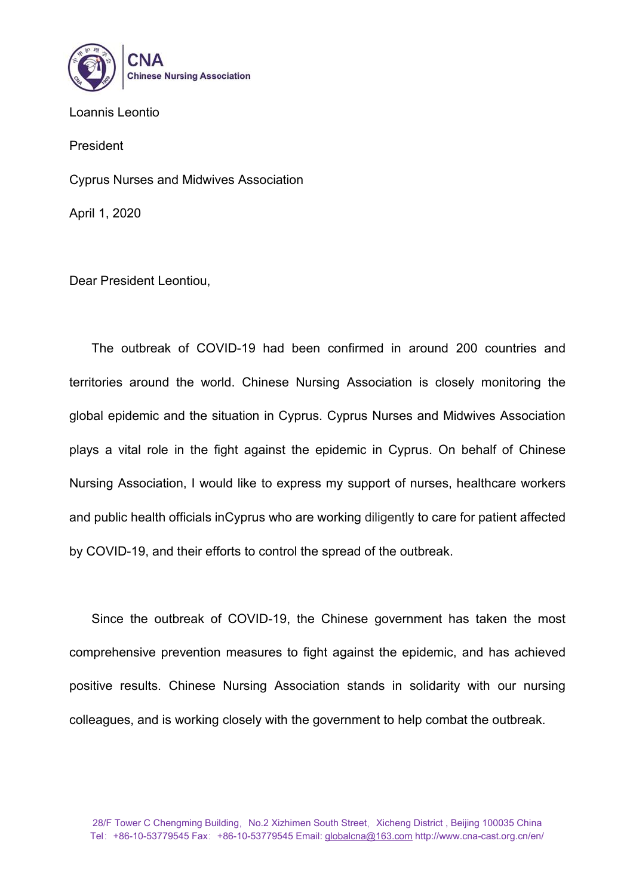**CNA**
**Chinese Nursing Association**

Loannis Leontio

President

Cyprus Nurses and Midwives Association

April 1, 2020

Dear President Leontiou,

The outbreak of COVID-19 had been confirmed in around 200 countries and territories around the world. Chinese Nursing Association is closely monitoring the global epidemic and the situation in Cyprus. Cyprus Nurses and Midwives Association plays a vital role in the fight against the epidemic in Cyprus. On behalf of Chinese Nursing Association, I would like to express my support of nurses, healthcare workers and public health officials inCyprus who are working diligently to care for patient affected by COVID-19, and their efforts to control the spread of the outbreak.

Since the outbreak of COVID-19, the Chinese government has taken the most comprehensive prevention measures to fight against the epidemic, and has achieved positive results. Chinese Nursing Association stands in solidarity with our nursing colleagues, and is working closely with the government to help combat the outbreak.

28/F Tower C Chengming Building，No.2 Xizhimen South Street，Xicheng District , Beijing 100035 China
Tel：+86-10-53779545 Fax：+86-10-53779545 Email: globalcna@163.com http://www.cna-cast.org.cn/en/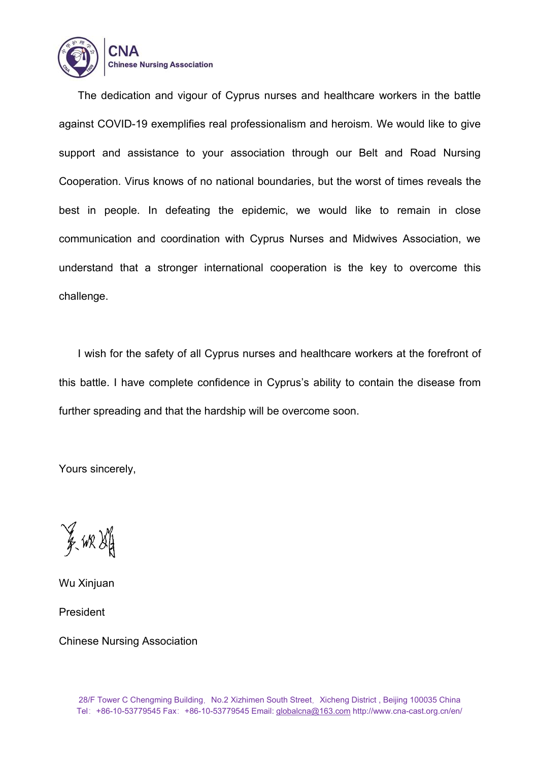The dedication and vigour of Cyprus nurses and healthcare workers in the battle against COVID-19 exemplifies real professionalism and heroism. We would like to give support and assistance to your association through our Belt and Road Nursing Cooperation. Virus knows of no national boundaries, but the worst of times reveals the best in people. In defeating the epidemic, we would like to remain in close communication and coordination with Cyprus Nurses and Midwives Association, we understand that a stronger international cooperation is the key to overcome this challenge.

I wish for the safety of all Cyprus nurses and healthcare workers at the forefront of this battle. I have complete confidence in Cyprus's ability to contain the disease from further spreading and that the hardship will be overcome soon.

Yours sincerely,

Wu Xinjuan

President

Chinese Nursing Association